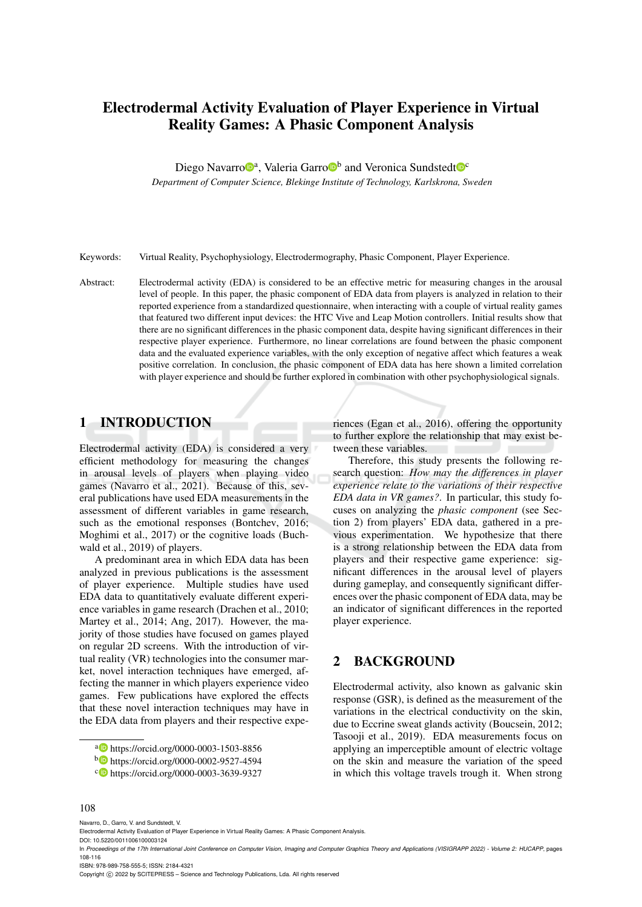# Electrodermal Activity Evaluation of Player Experience in Virtual Reality Games: A Phasic Component Analysis

Diego Navarro[a], Valeria Garro[b] and Veronica Sundstedt[c]

*Department of Computer Science, Blekinge Institute of Technology, Karlskrona, Sweden*

Keywords: Virtual Reality, Psychophysiology, Electrodermography, Phasic Component, Player Experience.

Abstract: Electrodermal activity (EDA) is considered to be an effective metric for measuring changes in the arousal level of people. In this paper, the phasic component of EDA data from players is analyzed in relation to their reported experience from a standardized questionnaire, when interacting with a couple of virtual reality games that featured two different input devices: the HTC Vive and Leap Motion controllers. Initial results show that there are no significant differences in the phasic component data, despite having significant differences in their respective player experience. Furthermore, no linear correlations are found between the phasic component data and the evaluated experience variables, with the only exception of negative affect which features a weak positive correlation. In conclusion, the phasic component of EDA data has here shown a limited correlation with player experience and should be further explored in combination with other psychophysiological signals.

## 1 INTRODUCTION

Electrodermal activity (EDA) is considered a very efficient methodology for measuring the changes in arousal levels of players when playing video games (Navarro et al., 2021). Because of this, several publications have used EDA measurements in the assessment of different variables in game research, such as the emotional responses (Bontchev, 2016; Moghimi et al., 2017) or the cognitive loads (Buchwald et al., 2019) of players.

A predominant area in which EDA data has been analyzed in previous publications is the assessment of player experience. Multiple studies have used EDA data to quantitatively evaluate different experience variables in game research (Drachen et al., 2010; Martey et al., 2014; Ang, 2017). However, the majority of those studies have focused on games played on regular 2D screens. With the introduction of virtual reality (VR) technologies into the consumer market, novel interaction techniques have emerged, affecting the manner in which players experience video games. Few publications have explored the effects that these novel interaction techniques may have in the EDA data from players and their respective experiences (Egan et al., 2016), offering the opportunity to further explore the relationship that may exist between these variables.

Therefore, this study presents the following research question: *How may the differences in player experience relate to the variations of their respective EDA data in VR games?*. In particular, this study focuses on analyzing the *phasic component* (see Section 2) from players' EDA data, gathered in a previous experimentation. We hypothesize that there is a strong relationship between the EDA data from players and their respective game experience: significant differences in the arousal level of players during gameplay, and consequently significant differences over the phasic component of EDA data, may be an indicator of significant differences in the reported player experience.

## 2 BACKGROUND

Electrodermal activity, also known as galvanic skin response (GSR), is defined as the measurement of the variations in the electrical conductivity on the skin, due to Eccrine sweat glands activity (Boucsein, 2012; Tasooji et al., 2019). EDA measurements focus on applying an imperceptible amount of electric voltage on the skin and measure the variation of the speed in which this voltage travels trough it. When strong

[a] https://orcid.org/0000-0003-1503-8856
[b] https://orcid.org/0000-0002-9527-4594
[c] https://orcid.org/0000-0003-3639-9327

Navarro, D., Garro, V. and Sundstedt, V.
Electrodermal Activity Evaluation of Player Experience in Virtual Reality Games: A Phasic Component Analysis.
DOI: 10.5220/0011006100003124
In *Proceedings of the 17th International Joint Conference on Computer Vision, Imaging and Computer Graphics Theory and Applications (VISIGRAPP 2022) - Volume 2: HUCAPP*, pages 108-116
ISBN: 978-989-758-555-5; ISSN: 2184-4321
Copyright © 2022 by SCITEPRESS – Science and Technology Publications, Lda. All rights reserved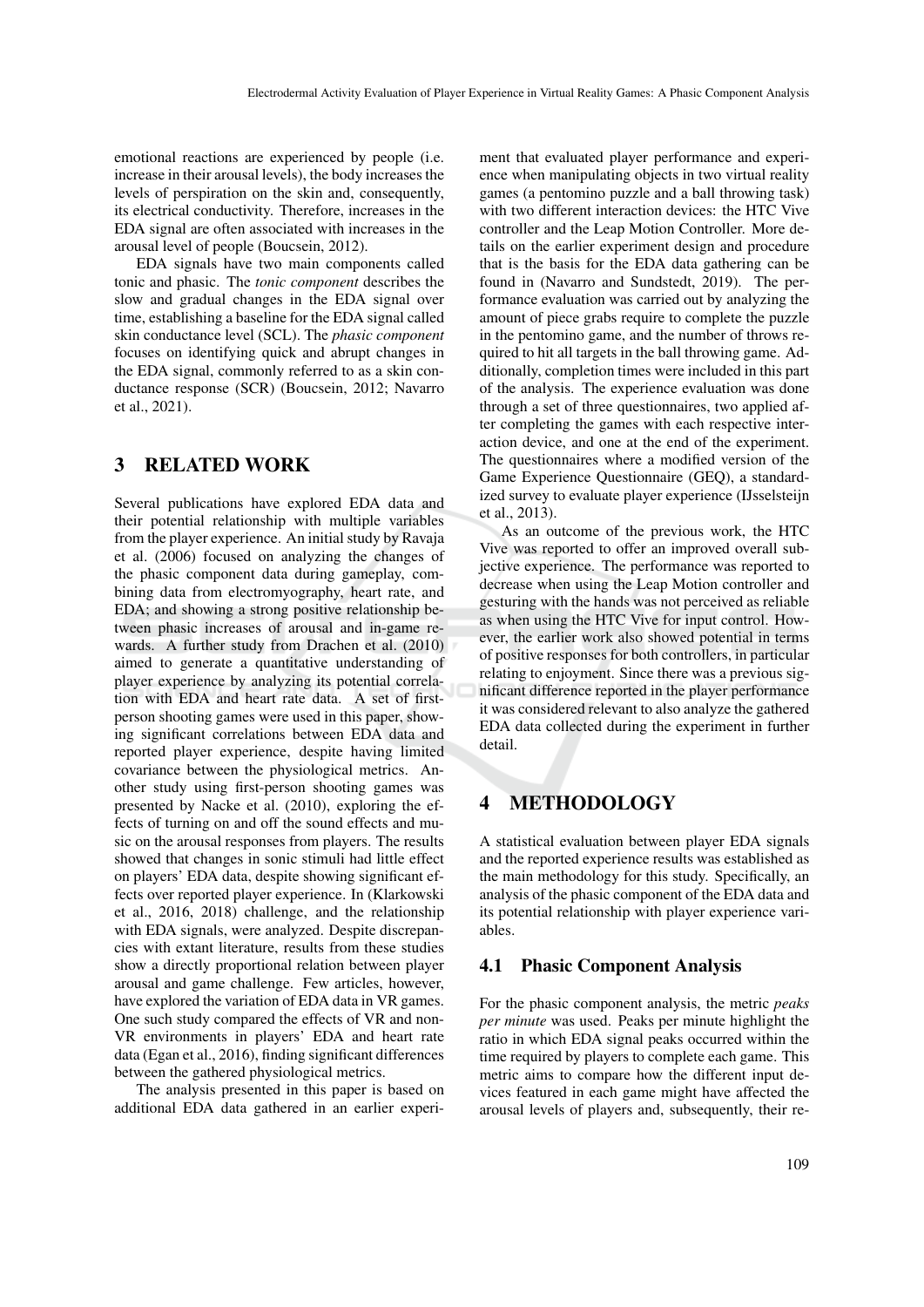emotional reactions are experienced by people (i.e. increase in their arousal levels), the body increases the levels of perspiration on the skin and, consequently, its electrical conductivity. Therefore, increases in the EDA signal are often associated with increases in the arousal level of people (Boucsein, 2012).

EDA signals have two main components called tonic and phasic. The *tonic component* describes the slow and gradual changes in the EDA signal over time, establishing a baseline for the EDA signal called skin conductance level (SCL). The *phasic component* focuses on identifying quick and abrupt changes in the EDA signal, commonly referred to as a skin conductance response (SCR) (Boucsein, 2012; Navarro et al., 2021).

## 3 RELATED WORK

Several publications have explored EDA data and their potential relationship with multiple variables from the player experience. An initial study by Ravaja et al. (2006) focused on analyzing the changes of the phasic component data during gameplay, combining data from electromyography, heart rate, and EDA; and showing a strong positive relationship between phasic increases of arousal and in-game rewards. A further study from Drachen et al. (2010) aimed to generate a quantitative understanding of player experience by analyzing its potential correlation with EDA and heart rate data. A set of first-person shooting games were used in this paper, showing significant correlations between EDA data and reported player experience, despite having limited covariance between the physiological metrics. Another study using first-person shooting games was presented by Nacke et al. (2010), exploring the effects of turning on and off the sound effects and music on the arousal responses from players. The results showed that changes in sonic stimuli had little effect on players' EDA data, despite showing significant effects over reported player experience. In (Klarkowski et al., 2016, 2018) challenge, and the relationship with EDA signals, were analyzed. Despite discrepancies with extant literature, results from these studies show a directly proportional relation between player arousal and game challenge. Few articles, however, have explored the variation of EDA data in VR games. One such study compared the effects of VR and non-VR environments in players' EDA and heart rate data (Egan et al., 2016), finding significant differences between the gathered physiological metrics.

The analysis presented in this paper is based on additional EDA data gathered in an earlier experiment that evaluated player performance and experience when manipulating objects in two virtual reality games (a pentomino puzzle and a ball throwing task) with two different interaction devices: the HTC Vive controller and the Leap Motion Controller. More details on the earlier experiment design and procedure that is the basis for the EDA data gathering can be found in (Navarro and Sundstedt, 2019). The performance evaluation was carried out by analyzing the amount of piece grabs require to complete the puzzle in the pentomino game, and the number of throws required to hit all targets in the ball throwing game. Additionally, completion times were included in this part of the analysis. The experience evaluation was done through a set of three questionnaires, two applied after completing the games with each respective interaction device, and one at the end of the experiment. The questionnaires where a modified version of the Game Experience Questionnaire (GEQ), a standardized survey to evaluate player experience (IJsselsteijn et al., 2013).

As an outcome of the previous work, the HTC Vive was reported to offer an improved overall subjective experience. The performance was reported to decrease when using the Leap Motion controller and gesturing with the hands was not perceived as reliable as when using the HTC Vive for input control. However, the earlier work also showed potential in terms of positive responses for both controllers, in particular relating to enjoyment. Since there was a previous significant difference reported in the player performance it was considered relevant to also analyze the gathered EDA data collected during the experiment in further detail.

## 4 METHODOLOGY

A statistical evaluation between player EDA signals and the reported experience results was established as the main methodology for this study. Specifically, an analysis of the phasic component of the EDA data and its potential relationship with player experience variables.

### 4.1 Phasic Component Analysis

For the phasic component analysis, the metric *peaks per minute* was used. Peaks per minute highlight the ratio in which EDA signal peaks occurred within the time required by players to complete each game. This metric aims to compare how the different input devices featured in each game might have affected the arousal levels of players and, subsequently, their re-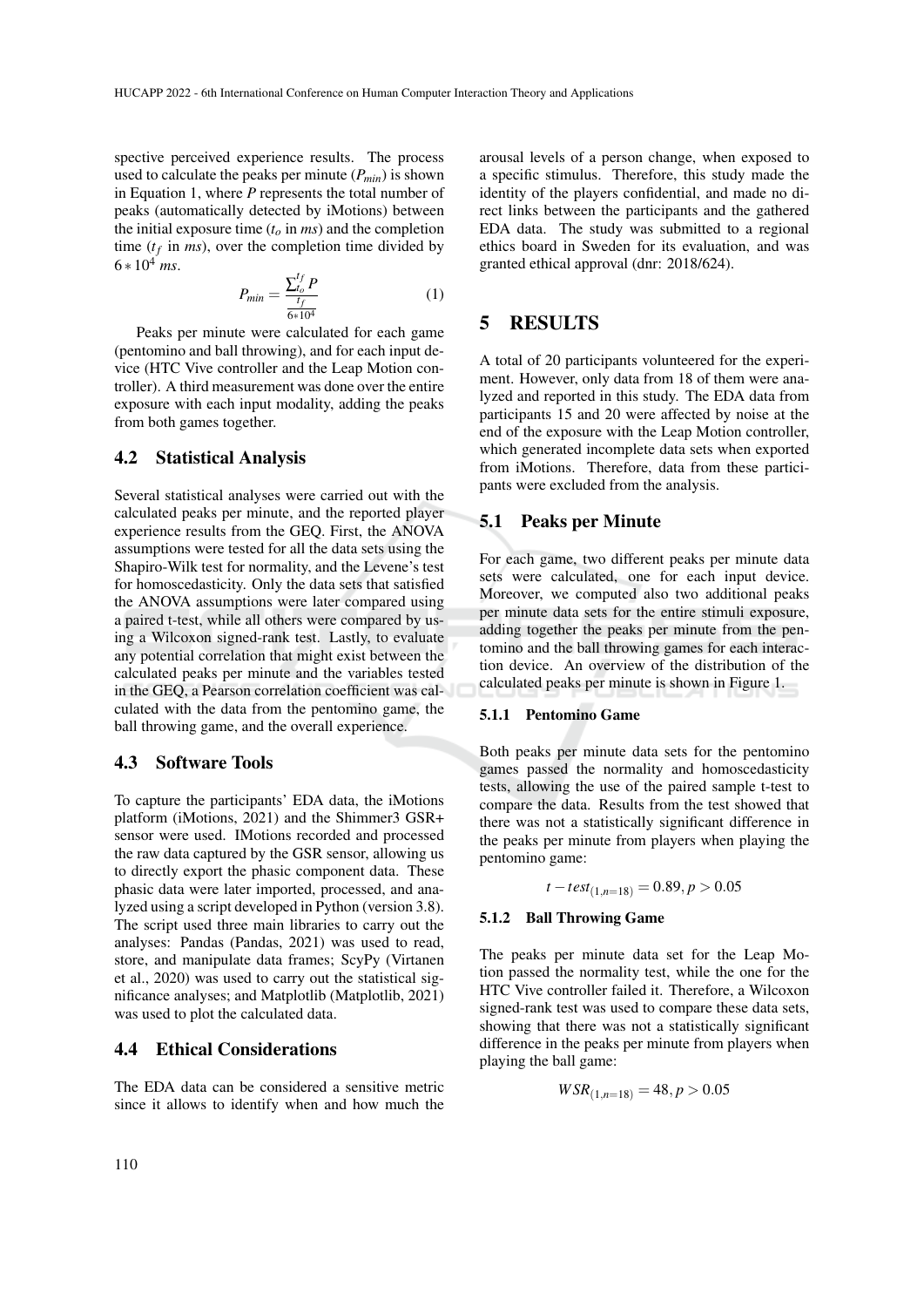spective perceived experience results. The process used to calculate the peaks per minute ($P_{min}$) is shown in Equation 1, where $P$ represents the total number of peaks (automatically detected by iMotions) between the initial exposure time ($t_o$ in $ms$) and the completion time ($t_f$ in $ms$), over the completion time divided by $6 * 10^4$ $ms$.

$$P_{min} = \frac{\sum_{t_o}^{t_f} P}{\frac{t_f}{6*10^4}} \tag{1}$$

Peaks per minute were calculated for each game (pentomino and ball throwing), and for each input device (HTC Vive controller and the Leap Motion controller). A third measurement was done over the entire exposure with each input modality, adding the peaks from both games together.

## 4.2 Statistical Analysis

Several statistical analyses were carried out with the calculated peaks per minute, and the reported player experience results from the GEQ. First, the ANOVA assumptions were tested for all the data sets using the Shapiro-Wilk test for normality, and the Levene's test for homoscedasticity. Only the data sets that satisfied the ANOVA assumptions were later compared using a paired t-test, while all others were compared by using a Wilcoxon signed-rank test. Lastly, to evaluate any potential correlation that might exist between the calculated peaks per minute and the variables tested in the GEQ, a Pearson correlation coefficient was calculated with the data from the pentomino game, the ball throwing game, and the overall experience.

## 4.3 Software Tools

To capture the participants' EDA data, the iMotions platform (iMotions, 2021) and the Shimmer3 GSR+ sensor were used. IMotions recorded and processed the raw data captured by the GSR sensor, allowing us to directly export the phasic component data. These phasic data were later imported, processed, and analyzed using a script developed in Python (version 3.8). The script used three main libraries to carry out the analyses: Pandas (Pandas, 2021) was used to read, store, and manipulate data frames; ScyPy (Virtanen et al., 2020) was used to carry out the statistical significance analyses; and Matplotlib (Matplotlib, 2021) was used to plot the calculated data.

## 4.4 Ethical Considerations

The EDA data can be considered a sensitive metric since it allows to identify when and how much the arousal levels of a person change, when exposed to a specific stimulus. Therefore, this study made the identity of the players confidential, and made no direct links between the participants and the gathered EDA data. The study was submitted to a regional ethics board in Sweden for its evaluation, and was granted ethical approval (dnr: 2018/624).

# 5 RESULTS

A total of 20 participants volunteered for the experiment. However, only data from 18 of them were analyzed and reported in this study. The EDA data from participants 15 and 20 were affected by noise at the end of the exposure with the Leap Motion controller, which generated incomplete data sets when exported from iMotions. Therefore, data from these participants were excluded from the analysis.

## 5.1 Peaks per Minute

For each game, two different peaks per minute data sets were calculated, one for each input device. Moreover, we computed also two additional peaks per minute data sets for the entire stimuli exposure, adding together the peaks per minute from the pentomino and the ball throwing games for each interaction device. An overview of the distribution of the calculated peaks per minute is shown in Figure 1.

### 5.1.1 Pentomino Game

Both peaks per minute data sets for the pentomino games passed the normality and homoscedasticity tests, allowing the use of the paired sample t-test to compare the data. Results from the test showed that there was not a statistically significant difference in the peaks per minute from players when playing the pentomino game:

$$t - test_{(1,n=18)} = 0.89, p > 0.05$$

### 5.1.2 Ball Throwing Game

The peaks per minute data set for the Leap Motion passed the normality test, while the one for the HTC Vive controller failed it. Therefore, a Wilcoxon signed-rank test was used to compare these data sets, showing that there was not a statistically significant difference in the peaks per minute from players when playing the ball game:

$$WSR_{(1,n=18)} = 48, p > 0.05$$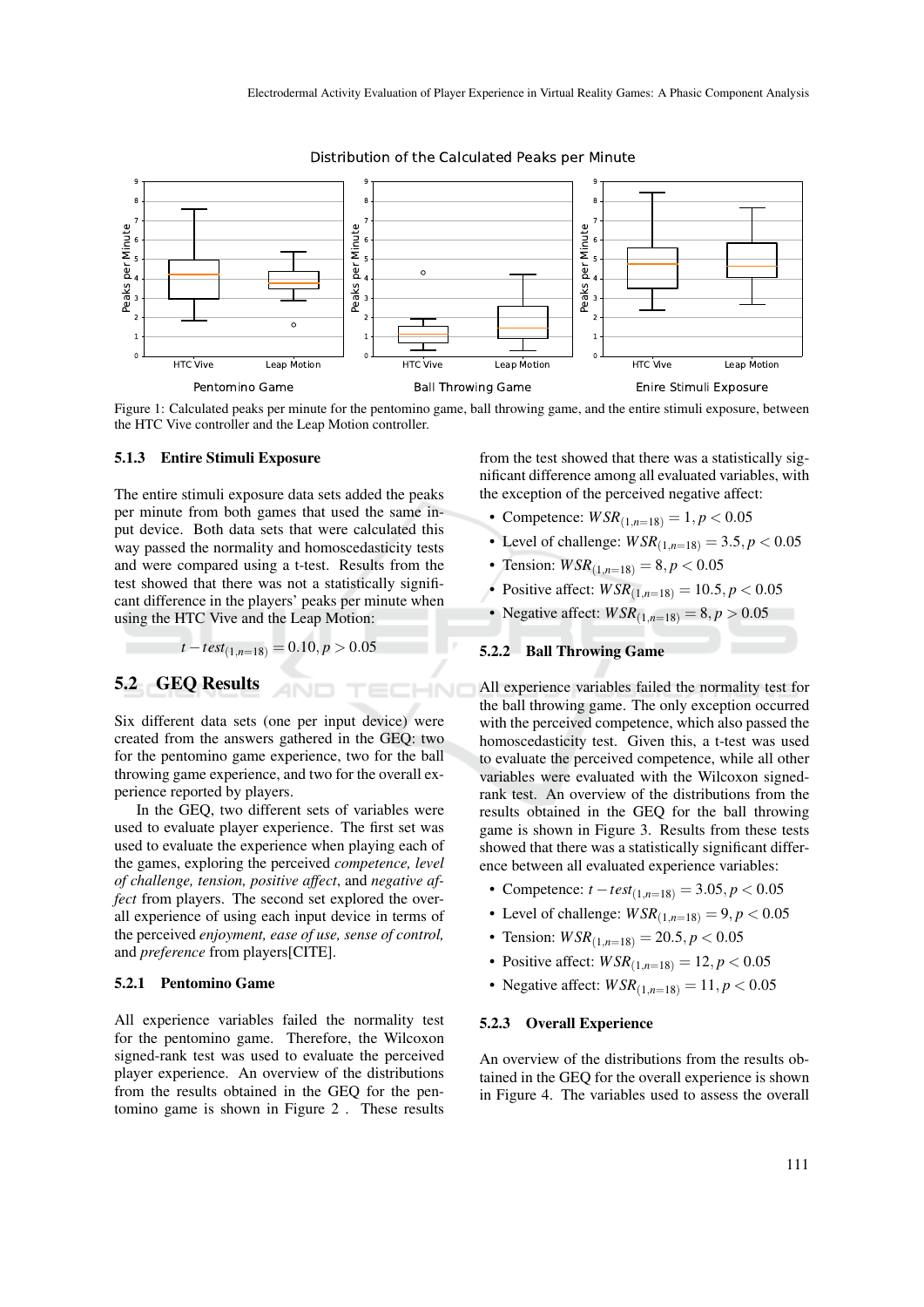Figure 1: Calculated peaks per minute for the pentomino game, ball throwing game, and the entire stimuli exposure, between the HTC Vive controller and the Leap Motion controller.

#### 5.1.3 Entire Stimuli Exposure

The entire stimuli exposure data sets added the peaks per minute from both games that used the same input device. Both data sets that were calculated this way passed the normality and homoscedasticity tests and were compared using a t-test. Results from the test showed that there was not a statistically significant difference in the players' peaks per minute when using the HTC Vive and the Leap Motion:

$$t-test_{(1,n=18)} = 0.10, p > 0.05$$

### 5.2 GEQ Results

Six different data sets (one per input device) were created from the answers gathered in the GEQ: two for the pentomino game experience, two for the ball throwing game experience, and two for the overall experience reported by players.

In the GEQ, two different sets of variables were used to evaluate player experience. The first set was used to evaluate the experience when playing each of the games, exploring the perceived *competence, level of challenge, tension, positive affect*, and *negative affect* from players. The second set explored the overall experience of using each input device in terms of the perceived *enjoyment, ease of use, sense of control,* and *preference* from players[CITE].

#### 5.2.1 Pentomino Game

All experience variables failed the normality test for the pentomino game. Therefore, the Wilcoxon signed-rank test was used to evaluate the perceived player experience. An overview of the distributions from the results obtained in the GEQ for the pentomino game is shown in Figure 2 . These results from the test showed that there was a statistically significant difference among all evaluated variables, with the exception of the perceived negative affect:

- Competence: $WSR_{(1,n=18)} = 1, p < 0.05$
- Level of challenge: $WSR_{(1,n=18)} = 3.5, p < 0.05$
- Tension: $WSR_{(1,n=18)} = 8, p < 0.05$
- Positive affect: $WSR_{(1,n=18)} = 10.5, p < 0.05$
- Negative affect: $WSR_{(1,n=18)} = 8, p > 0.05$

#### 5.2.2 Ball Throwing Game

All experience variables failed the normality test for the ball throwing game. The only exception occurred with the perceived competence, which also passed the homoscedasticity test. Given this, a t-test was used to evaluate the perceived competence, while all other variables were evaluated with the Wilcoxon signed-rank test. An overview of the distributions from the results obtained in the GEQ for the ball throwing game is shown in Figure 3. Results from these tests showed that there was a statistically significant difference between all evaluated experience variables:

- Competence: $t-test_{(1,n=18)} = 3.05, p < 0.05$
- Level of challenge: $WSR_{(1,n=18)} = 9, p < 0.05$
- Tension: $WSR_{(1,n=18)} = 20.5, p < 0.05$
- Positive affect: $WSR_{(1,n=18)} = 12, p < 0.05$
- Negative affect: $WSR_{(1,n=18)} = 11, p < 0.05$

#### 5.2.3 Overall Experience

An overview of the distributions from the results obtained in the GEQ for the overall experience is shown in Figure 4. The variables used to assess the overall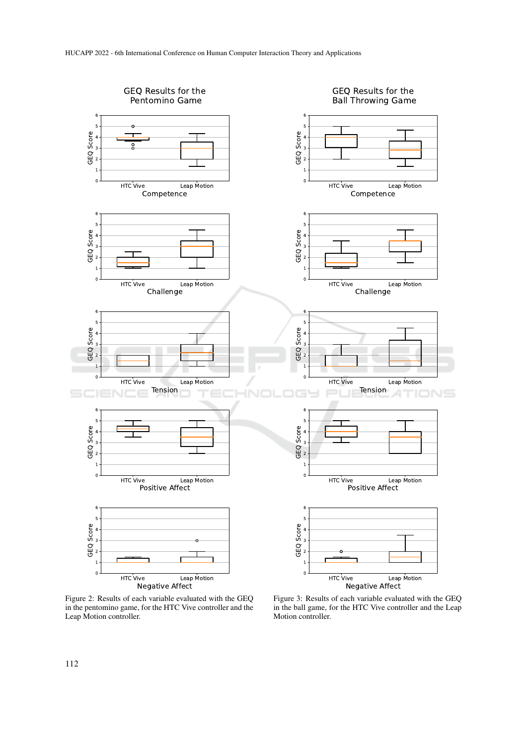Figure 2: Results of each variable evaluated with the GEQ in the pentomino game, for the HTC Vive controller and the Leap Motion controller.

Figure 3: Results of each variable evaluated with the GEQ in the ball game, for the HTC Vive controller and the Leap Motion controller.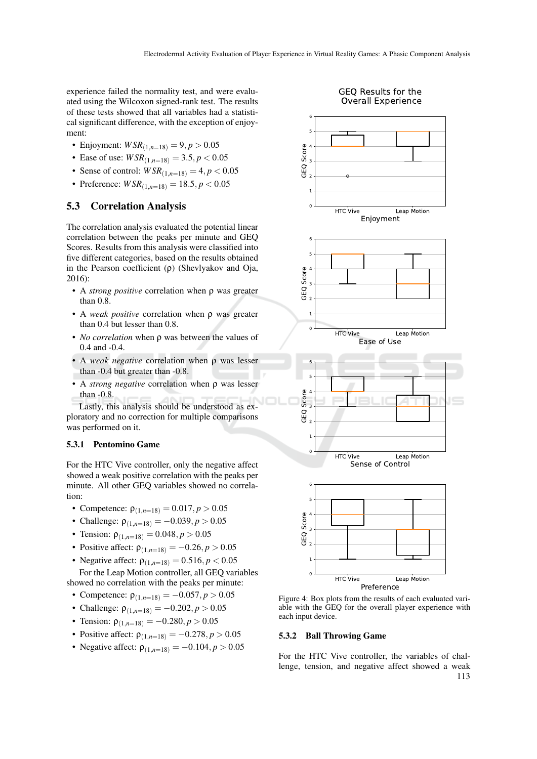experience failed the normality test, and were evaluated using the Wilcoxon signed-rank test. The results of these tests showed that all variables had a statistical significant difference, with the exception of enjoyment:

- Enjoyment: $WSR_{(1,n=18)} = 9, p > 0.05$
- Ease of use: $WSR_{(1,n=18)} = 3.5, p < 0.05$
- Sense of control: $WSR_{(1,n=18)} = 4, p < 0.05$
- Preference: $WSR_{(1,n=18)} = 18.5, p < 0.05$

## 5.3 Correlation Analysis

The correlation analysis evaluated the potential linear correlation between the peaks per minute and GEQ Scores. Results from this analysis were classified into five different categories, based on the results obtained in the Pearson coefficient ($\rho$) (Shevlyakov and Oja, 2016):

- A *strong positive* correlation when $\rho$ was greater than 0.8.
- A *weak positive* correlation when $\rho$ was greater than 0.4 but lesser than 0.8.
- *No correlation* when $\rho$ was between the values of 0.4 and -0.4.
- A *weak negative* correlation when $\rho$ was lesser than -0.4 but greater than -0.8.
- A *strong negative* correlation when $\rho$ was lesser than -0.8.

Lastly, this analysis should be understood as exploratory and no correction for multiple comparisons was performed on it.

### 5.3.1 Pentomino Game

For the HTC Vive controller, only the negative affect showed a weak positive correlation with the peaks per minute. All other GEQ variables showed no correlation:

- Competence: $\rho_{(1,n=18)} = 0.017, p > 0.05$
- Challenge: $\rho_{(1,n=18)} = -0.039, p > 0.05$
- Tension: $\rho_{(1,n=18)} = 0.048, p > 0.05$
- Positive affect: $\rho_{(1,n=18)} = -0.26, p > 0.05$
- Negative affect: $\rho_{(1,n=18)} = 0.516, p < 0.05$

For the Leap Motion controller, all GEQ variables showed no correlation with the peaks per minute:

- Competence: $\rho_{(1,n=18)} = -0.057, p > 0.05$
- Challenge: $\rho_{(1,n=18)} = -0.202, p > 0.05$
- Tension: $\rho_{(1,n=18)} = -0.280, p > 0.05$
- Positive affect: $\rho_{(1,n=18)} = -0.278, p > 0.05$
- Negative affect: $\rho_{(1,n=18)} = -0.104, p > 0.05$

Figure 4: Box plots from the results of each evaluated variable with the GEQ for the overall player experience with each input device.

### 5.3.2 Ball Throwing Game

For the HTC Vive controller, the variables of challenge, tension, and negative affect showed a weak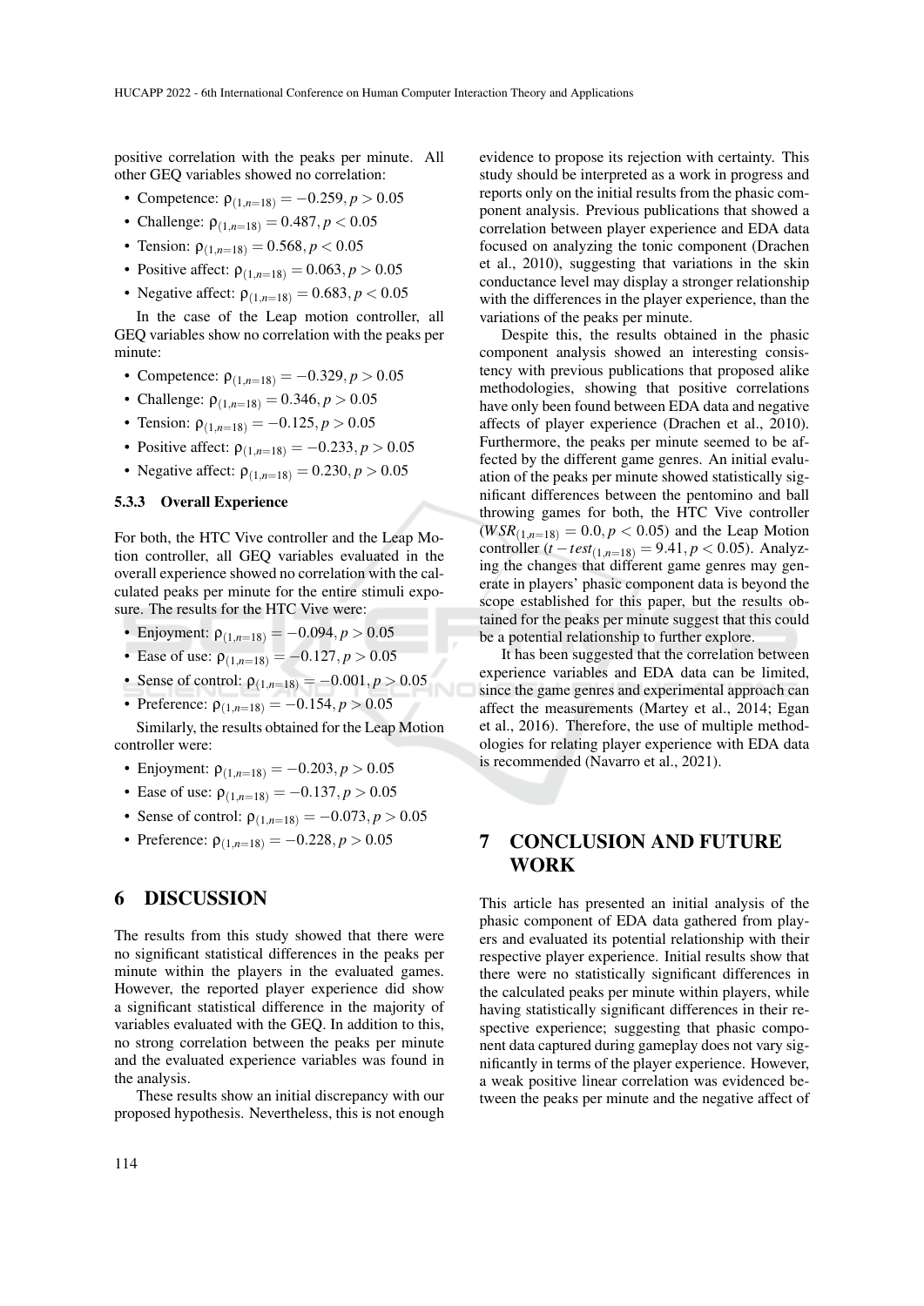positive correlation with the peaks per minute. All other GEQ variables showed no correlation:

- Competence: $\rho_{(1,n=18)} = -0.259, p > 0.05$
- Challenge: $\rho_{(1,n=18)} = 0.487, p < 0.05$
- Tension: $\rho_{(1,n=18)} = 0.568, p < 0.05$
- Positive affect: $\rho_{(1,n=18)} = 0.063, p > 0.05$
- Negative affect: $\rho_{(1,n=18)} = 0.683, p < 0.05$

In the case of the Leap motion controller, all GEQ variables show no correlation with the peaks per minute:

- Competence: $\rho_{(1,n=18)} = -0.329, p > 0.05$
- Challenge: $\rho_{(1,n=18)} = 0.346, p > 0.05$
- Tension: $\rho_{(1,n=18)} = -0.125, p > 0.05$
- Positive affect: $\rho_{(1,n=18)} = -0.233, p > 0.05$
- Negative affect: $\rho_{(1,n=18)} = 0.230, p > 0.05$

#### 5.3.3 Overall Experience

For both, the HTC Vive controller and the Leap Motion controller, all GEQ variables evaluated in the overall experience showed no correlation with the calculated peaks per minute for the entire stimuli exposure. The results for the HTC Vive were:

- Enjoyment: $\rho_{(1,n=18)} = -0.094, p > 0.05$
- Ease of use: $\rho_{(1,n=18)} = -0.127, p > 0.05$
- Sense of control: $\rho_{(1,n=18)} = -0.001, p > 0.05$
- Preference: $\rho_{(1,n=18)} = -0.154, p > 0.05$

Similarly, the results obtained for the Leap Motion controller were:

- Enjoyment: $\rho_{(1,n=18)} = -0.203, p > 0.05$
- Ease of use: $\rho_{(1,n=18)} = -0.137, p > 0.05$
- Sense of control: $\rho_{(1,n=18)} = -0.073, p > 0.05$
- Preference: $\rho_{(1,n=18)} = -0.228, p > 0.05$

## 6 DISCUSSION

The results from this study showed that there were no significant statistical differences in the peaks per minute within the players in the evaluated games. However, the reported player experience did show a significant statistical difference in the majority of variables evaluated with the GEQ. In addition to this, no strong correlation between the peaks per minute and the evaluated experience variables was found in the analysis.

These results show an initial discrepancy with our proposed hypothesis. Nevertheless, this is not enough evidence to propose its rejection with certainty. This study should be interpreted as a work in progress and reports only on the initial results from the phasic component analysis. Previous publications that showed a correlation between player experience and EDA data focused on analyzing the tonic component (Drachen et al., 2010), suggesting that variations in the skin conductance level may display a stronger relationship with the differences in the player experience, than the variations of the peaks per minute.

Despite this, the results obtained in the phasic component analysis showed an interesting consistency with previous publications that proposed alike methodologies, showing that positive correlations have only been found between EDA data and negative affects of player experience (Drachen et al., 2010). Furthermore, the peaks per minute seemed to be affected by the different game genres. An initial evaluation of the peaks per minute showed statistically significant differences between the pentomino and ball throwing games for both, the HTC Vive controller ($WSR_{(1,n=18)} = 0.0, p < 0.05$) and the Leap Motion controller ($t-test_{(1,n=18)} = 9.41, p < 0.05$). Analyzing the changes that different game genres may generate in players' phasic component data is beyond the scope established for this paper, but the results obtained for the peaks per minute suggest that this could be a potential relationship to further explore.

It has been suggested that the correlation between experience variables and EDA data can be limited, since the game genres and experimental approach can affect the measurements (Martey et al., 2014; Egan et al., 2016). Therefore, the use of multiple methodologies for relating player experience with EDA data is recommended (Navarro et al., 2021).

## 7 CONCLUSION AND FUTURE WORK

This article has presented an initial analysis of the phasic component of EDA data gathered from players and evaluated its potential relationship with their respective player experience. Initial results show that there were no statistically significant differences in the calculated peaks per minute within players, while having statistically significant differences in their respective experience; suggesting that phasic component data captured during gameplay does not vary significantly in terms of the player experience. However, a weak positive linear correlation was evidenced between the peaks per minute and the negative affect of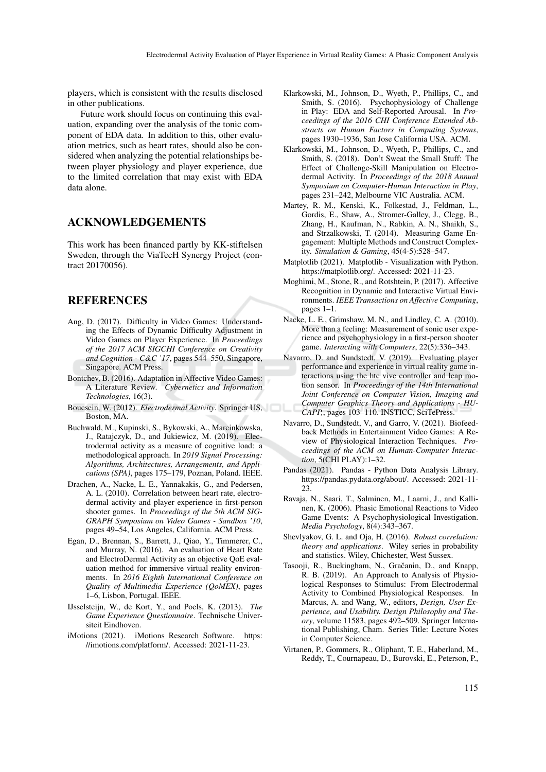players, which is consistent with the results disclosed in other publications.

Future work should focus on continuing this evaluation, expanding over the analysis of the tonic component of EDA data. In addition to this, other evaluation metrics, such as heart rates, should also be considered when analyzing the potential relationships between player physiology and player experience, due to the limited correlation that may exist with EDA data alone.

## ACKNOWLEDGEMENTS

This work has been financed partly by KK-stiftelsen Sweden, through the ViaTecH Synergy Project (contract 20170056).

## REFERENCES

Ang, D. (2017). Difficulty in Video Games: Understanding the Effects of Dynamic Difficulty Adjustment in Video Games on Player Experience. In *Proceedings of the 2017 ACM SIGCHI Conference on Creativity and Cognition - C&C '17*, pages 544–550, Singapore, Singapore. ACM Press.

Bontchev, B. (2016). Adaptation in Affective Video Games: A Literature Review. *Cybernetics and Information Technologies*, 16(3).

Boucsein, W. (2012). *Electrodermal Activity*. Springer US, Boston, MA.

Buchwald, M., Kupinski, S., Bykowski, A., Marcinkowska, J., Ratajczyk, D., and Jukiewicz, M. (2019). Electrodermal activity as a measure of cognitive load: a methodological approach. In *2019 Signal Processing: Algorithms, Architectures, Arrangements, and Applications (SPA)*, pages 175–179, Poznan, Poland. IEEE.

Drachen, A., Nacke, L. E., Yannakakis, G., and Pedersen, A. L. (2010). Correlation between heart rate, electrodermal activity and player experience in first-person shooter games. In *Proceedings of the 5th ACM SIGGRAPH Symposium on Video Games - Sandbox '10*, pages 49–54, Los Angeles, California. ACM Press.

Egan, D., Brennan, S., Barrett, J., Qiao, Y., Timmerer, C., and Murray, N. (2016). An evaluation of Heart Rate and ElectroDermal Activity as an objective QoE evaluation method for immersive virtual reality environments. In *2016 Eighth International Conference on Quality of Multimedia Experience (QoMEX)*, pages 1–6, Lisbon, Portugal. IEEE.

IJsselsteijn, W., de Kort, Y., and Poels, K. (2013). *The Game Experience Questionnaire*. Technische Universiteit Eindhoven.

iMotions (2021). iMotions Research Software. https://imotions.com/platform/. Accessed: 2021-11-23.

Klarkowski, M., Johnson, D., Wyeth, P., Phillips, C., and Smith, S. (2016). Psychophysiology of Challenge in Play: EDA and Self-Reported Arousal. In *Proceedings of the 2016 CHI Conference Extended Abstracts on Human Factors in Computing Systems*, pages 1930–1936, San Jose California USA. ACM.

Klarkowski, M., Johnson, D., Wyeth, P., Phillips, C., and Smith, S. (2018). Don't Sweat the Small Stuff: The Effect of Challenge-Skill Manipulation on Electrodermal Activity. In *Proceedings of the 2018 Annual Symposium on Computer-Human Interaction in Play*, pages 231–242, Melbourne VIC Australia. ACM.

Martey, R. M., Kenski, K., Folkestad, J., Feldman, L., Gordis, E., Shaw, A., Stromer-Galley, J., Clegg, B., Zhang, H., Kaufman, N., Rabkin, A. N., Shaikh, S., and Strzalkowski, T. (2014). Measuring Game Engagement: Multiple Methods and Construct Complexity. *Simulation & Gaming*, 45(4-5):528–547.

Matplotlib (2021). Matplotlib - Visualization with Python. https://matplotlib.org/. Accessed: 2021-11-23.

Moghimi, M., Stone, R., and Rotshtein, P. (2017). Affective Recognition in Dynamic and Interactive Virtual Environments. *IEEE Transactions on Affective Computing*, pages 1–1.

Nacke, L. E., Grimshaw, M. N., and Lindley, C. A. (2010). More than a feeling: Measurement of sonic user experience and psychophysiology in a first-person shooter game. *Interacting with Computers*, 22(5):336–343.

Navarro, D. and Sundstedt, V. (2019). Evaluating player performance and experience in virtual reality game interactions using the htc vive controller and leap motion sensor. In *Proceedings of the 14th International Joint Conference on Computer Vision, Imaging and Computer Graphics Theory and Applications - HUCAPP,*, pages 103–110. INSTICC, SciTePress.

Navarro, D., Sundstedt, V., and Garro, V. (2021). Biofeedback Methods in Entertainment Video Games: A Review of Physiological Interaction Techniques. *Proceedings of the ACM on Human-Computer Interaction*, 5(CHI PLAY):1–32.

Pandas (2021). Pandas - Python Data Analysis Library. https://pandas.pydata.org/about/. Accessed: 2021-11-23.

Ravaja, N., Saari, T., Salminen, M., Laarni, J., and Kallinen, K. (2006). Phasic Emotional Reactions to Video Game Events: A Psychophysiological Investigation. *Media Psychology*, 8(4):343–367.

Shevlyakov, G. L. and Oja, H. (2016). *Robust correlation: theory and applications*. Wiley series in probability and statistics. Wiley, Chichester, West Sussex.

Tasooji, R., Buckingham, N., Gračanin, D., and Knapp, R. B. (2019). An Approach to Analysis of Physiological Responses to Stimulus: From Electrodermal Activity to Combined Physiological Responses. In Marcus, A. and Wang, W., editors, *Design, User Experience, and Usability. Design Philosophy and Theory*, volume 11583, pages 492–509. Springer International Publishing, Cham. Series Title: Lecture Notes in Computer Science.

Virtanen, P., Gommers, R., Oliphant, T. E., Haberland, M., Reddy, T., Cournapeau, D., Burovski, E., Peterson, P.,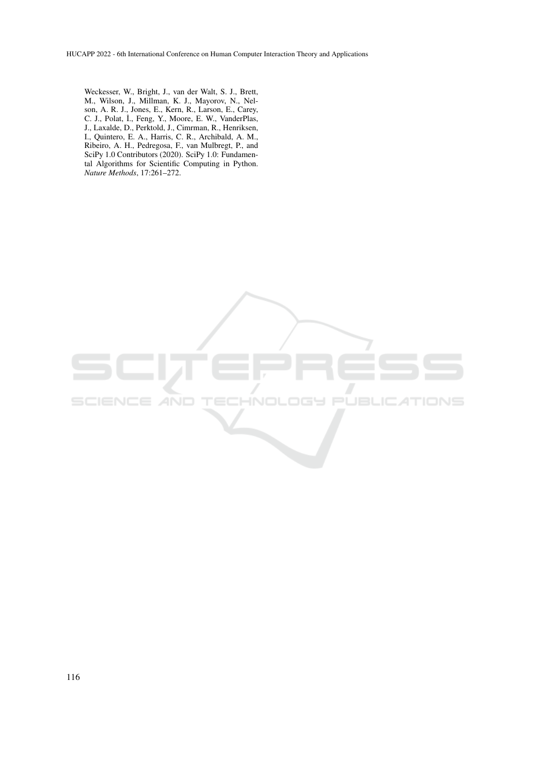Weckesser, W., Bright, J., van der Walt, S. J., Brett, M., Wilson, J., Millman, K. J., Mayorov, N., Nelson, A. R. J., Jones, E., Kern, R., Larson, E., Carey, C. J., Polat, İ., Feng, Y., Moore, E. W., VanderPlas, J., Laxalde, D., Perktold, J., Cimrman, R., Henriksen, I., Quintero, E. A., Harris, C. R., Archibald, A. M., Ribeiro, A. H., Pedregosa, F., van Mulbregt, P., and SciPy 1.0 Contributors (2020). SciPy 1.0: Fundamental Algorithms for Scientific Computing in Python. *Nature Methods*, 17:261–272.